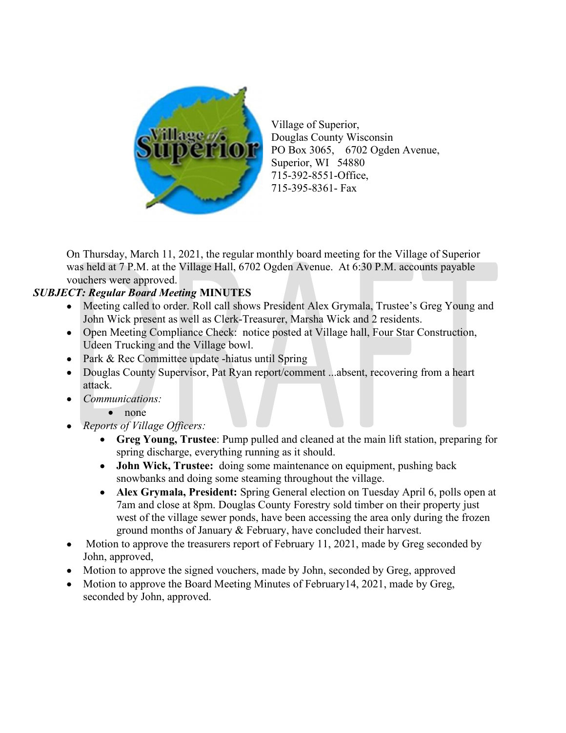Village of Superior,
Douglas County Wisconsin
PO Box 3065, 6702 Ogden Avenue,
Superior, WI 54880
715-392-8551-Office,
715-395-8361- Fax

On Thursday, March 11, 2021, the regular monthly board meeting for the Village of Superior was held at 7 P.M. at the Village Hall, 6702 Ogden Avenue. At 6:30 P.M. accounts payable vouchers were approved.

***SUBJECT: Regular Board Meeting* MINUTES**

- Meeting called to order. Roll call shows President Alex Grymala, Trustee's Greg Young and John Wick present as well as Clerk-Treasurer, Marsha Wick and 2 residents.
- Open Meeting Compliance Check: notice posted at Village hall, Four Star Construction, Udeen Trucking and the Village bowl.
- Park & Rec Committee update -hiatus until Spring
- Douglas County Supervisor, Pat Ryan report/comment ...absent, recovering from a heart attack.
- *Communications:*
  - none
- *Reports of Village Officers:*
  - **Greg Young, Trustee**: Pump pulled and cleaned at the main lift station, preparing for spring discharge, everything running as it should.
  - **John Wick, Trustee:** doing some maintenance on equipment, pushing back snowbanks and doing some steaming throughout the village.
  - **Alex Grymala, President:** Spring General election on Tuesday April 6, polls open at 7am and close at 8pm. Douglas County Forestry sold timber on their property just west of the village sewer ponds, have been accessing the area only during the frozen ground months of January & February, have concluded their harvest.
- Motion to approve the treasurers report of February 11, 2021, made by Greg seconded by John, approved,
- Motion to approve the signed vouchers, made by John, seconded by Greg, approved
- Motion to approve the Board Meeting Minutes of February14, 2021, made by Greg, seconded by John, approved.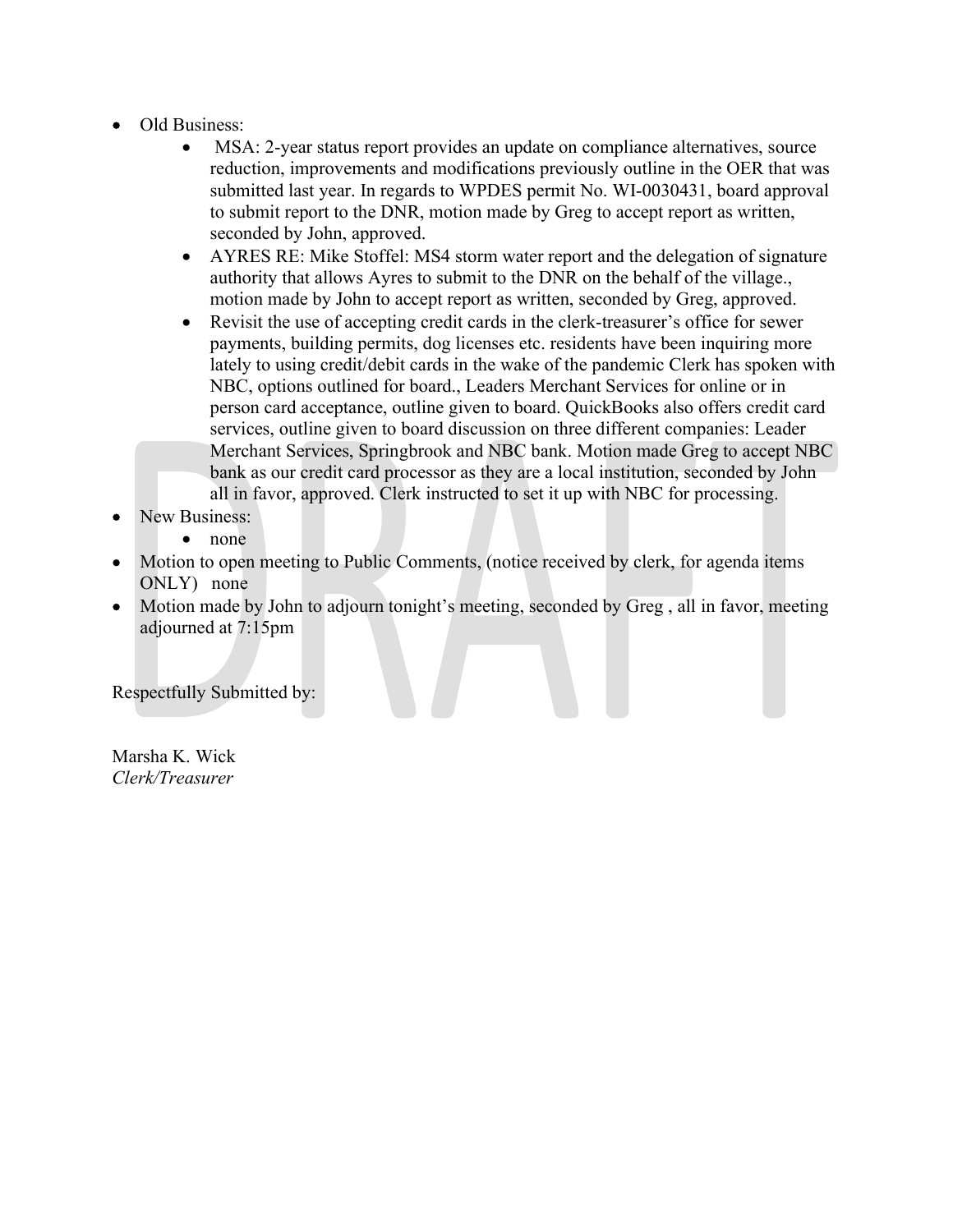- Old Business:
  - MSA: 2-year status report provides an update on compliance alternatives, source reduction, improvements and modifications previously outline in the OER that was submitted last year. In regards to WPDES permit No. WI-0030431, board approval to submit report to the DNR, motion made by Greg to accept report as written, seconded by John, approved.
  - AYRES RE: Mike Stoffel: MS4 storm water report and the delegation of signature authority that allows Ayres to submit to the DNR on the behalf of the village., motion made by John to accept report as written, seconded by Greg, approved.
  - Revisit the use of accepting credit cards in the clerk-treasurer's office for sewer payments, building permits, dog licenses etc. residents have been inquiring more lately to using credit/debit cards in the wake of the pandemic Clerk has spoken with NBC, options outlined for board., Leaders Merchant Services for online or in person card acceptance, outline given to board. QuickBooks also offers credit card services, outline given to board discussion on three different companies: Leader Merchant Services, Springbrook and NBC bank. Motion made Greg to accept NBC bank as our credit card processor as they are a local institution, seconded by John all in favor, approved. Clerk instructed to set it up with NBC for processing.
- New Business:
  - none
- Motion to open meeting to Public Comments, (notice received by clerk, for agenda items ONLY) none
- Motion made by John to adjourn tonight's meeting, seconded by Greg , all in favor, meeting adjourned at 7:15pm

Respectfully Submitted by:

Marsha K. Wick
*Clerk/Treasurer*